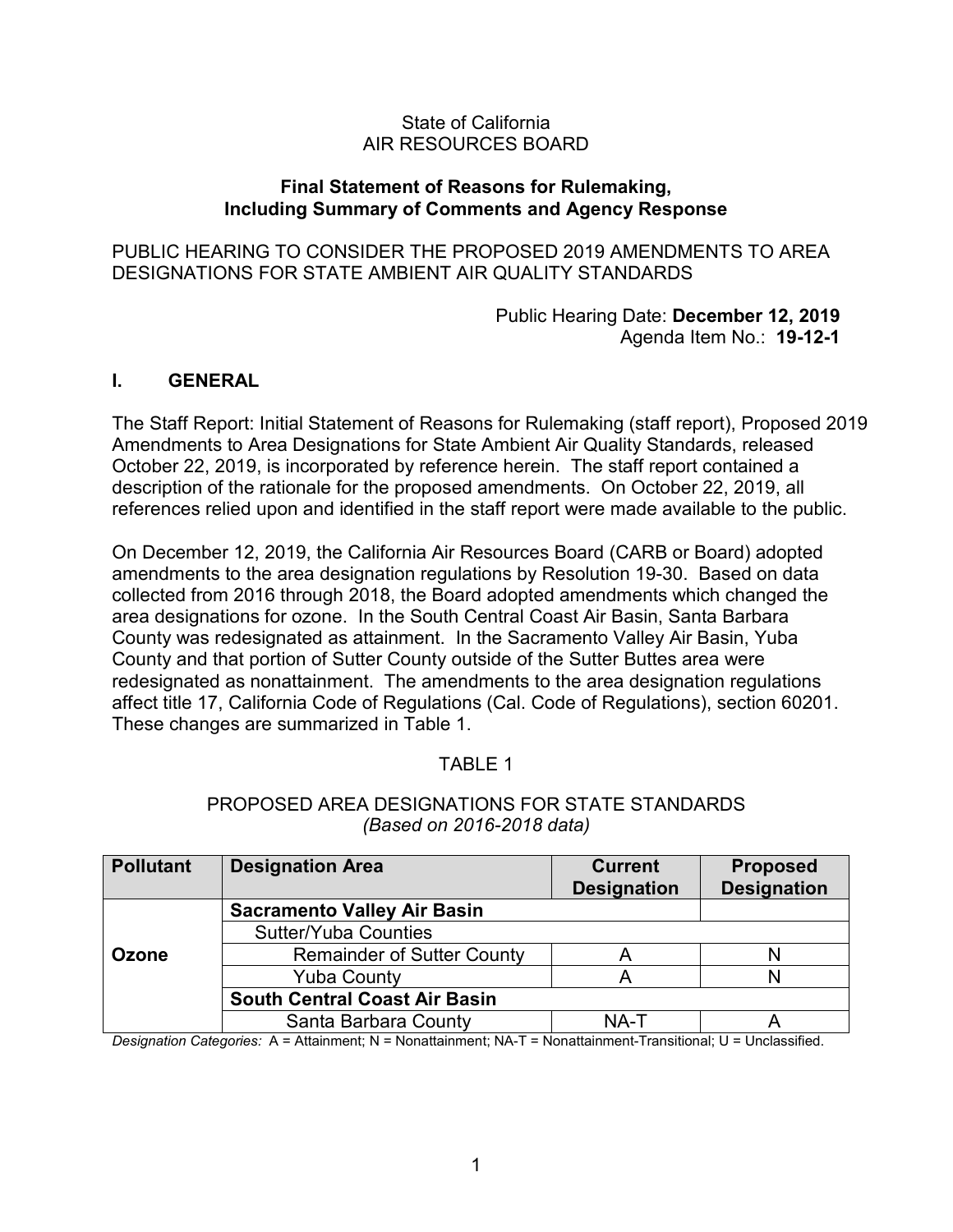State of California
AIR RESOURCES BOARD

**Final Statement of Reasons for Rulemaking,**
**Including Summary of Comments and Agency Response**

PUBLIC HEARING TO CONSIDER THE PROPOSED 2019 AMENDMENTS TO AREA DESIGNATIONS FOR STATE AMBIENT AIR QUALITY STANDARDS

Public Hearing Date: **December 12, 2019**
Agenda Item No.: **19-12-1**

## I. GENERAL

The Staff Report: Initial Statement of Reasons for Rulemaking (staff report), Proposed 2019 Amendments to Area Designations for State Ambient Air Quality Standards, released October 22, 2019, is incorporated by reference herein. The staff report contained a description of the rationale for the proposed amendments. On October 22, 2019, all references relied upon and identified in the staff report were made available to the public.

On December 12, 2019, the California Air Resources Board (CARB or Board) adopted amendments to the area designation regulations by Resolution 19-30. Based on data collected from 2016 through 2018, the Board adopted amendments which changed the area designations for ozone. In the South Central Coast Air Basin, Santa Barbara County was redesignated as attainment. In the Sacramento Valley Air Basin, Yuba County and that portion of Sutter County outside of the Sutter Buttes area were redesignated as nonattainment. The amendments to the area designation regulations affect title 17, California Code of Regulations (Cal. Code of Regulations), section 60201. These changes are summarized in Table 1.

TABLE 1

PROPOSED AREA DESIGNATIONS FOR STATE STANDARDS
*(Based on 2016-2018 data)*

| Pollutant | Designation Area | Current Designation | Proposed Designation |
|---|---|---|---|
| **Ozone** | **Sacramento Valley Air Basin** | | |
| | Sutter/Yuba Counties | | |
| | Remainder of Sutter County | A | N |
| | Yuba County | A | N |
| | **South Central Coast Air Basin** | | |
| | Santa Barbara County | NA-T | A |

*Designation Categories:* A = Attainment; N = Nonattainment; NA-T = Nonattainment-Transitional; U = Unclassified.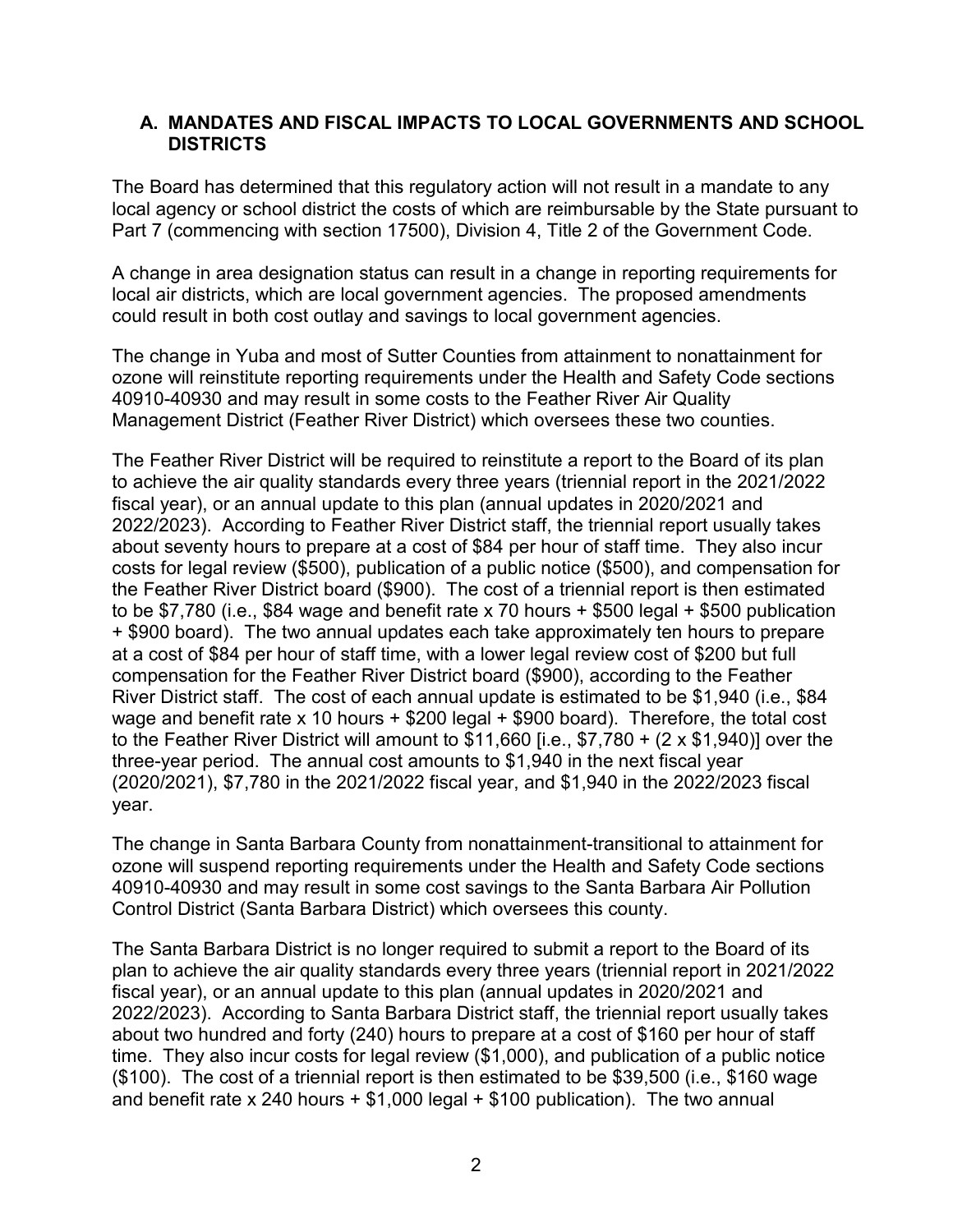## A. MANDATES AND FISCAL IMPACTS TO LOCAL GOVERNMENTS AND SCHOOL DISTRICTS

The Board has determined that this regulatory action will not result in a mandate to any local agency or school district the costs of which are reimbursable by the State pursuant to Part 7 (commencing with section 17500), Division 4, Title 2 of the Government Code.

A change in area designation status can result in a change in reporting requirements for local air districts, which are local government agencies. The proposed amendments could result in both cost outlay and savings to local government agencies.

The change in Yuba and most of Sutter Counties from attainment to nonattainment for ozone will reinstitute reporting requirements under the Health and Safety Code sections 40910-40930 and may result in some costs to the Feather River Air Quality Management District (Feather River District) which oversees these two counties.

The Feather River District will be required to reinstitute a report to the Board of its plan to achieve the air quality standards every three years (triennial report in the 2021/2022 fiscal year), or an annual update to this plan (annual updates in 2020/2021 and 2022/2023). According to Feather River District staff, the triennial report usually takes about seventy hours to prepare at a cost of $84 per hour of staff time. They also incur costs for legal review ($500), publication of a public notice ($500), and compensation for the Feather River District board ($900). The cost of a triennial report is then estimated to be $7,780 (i.e., $84 wage and benefit rate x 70 hours + $500 legal + $500 publication + $900 board). The two annual updates each take approximately ten hours to prepare at a cost of $84 per hour of staff time, with a lower legal review cost of $200 but full compensation for the Feather River District board ($900), according to the Feather River District staff. The cost of each annual update is estimated to be $1,940 (i.e., $84 wage and benefit rate x 10 hours + $200 legal + $900 board). Therefore, the total cost to the Feather River District will amount to $11,660 [i.e., $7,780 + (2 x $1,940)] over the three-year period. The annual cost amounts to $1,940 in the next fiscal year (2020/2021), $7,780 in the 2021/2022 fiscal year, and $1,940 in the 2022/2023 fiscal year.

The change in Santa Barbara County from nonattainment-transitional to attainment for ozone will suspend reporting requirements under the Health and Safety Code sections 40910-40930 and may result in some cost savings to the Santa Barbara Air Pollution Control District (Santa Barbara District) which oversees this county.

The Santa Barbara District is no longer required to submit a report to the Board of its plan to achieve the air quality standards every three years (triennial report in 2021/2022 fiscal year), or an annual update to this plan (annual updates in 2020/2021 and 2022/2023). According to Santa Barbara District staff, the triennial report usually takes about two hundred and forty (240) hours to prepare at a cost of $160 per hour of staff time. They also incur costs for legal review ($1,000), and publication of a public notice ($100). The cost of a triennial report is then estimated to be $39,500 (i.e., $160 wage and benefit rate x 240 hours + $1,000 legal + $100 publication). The two annual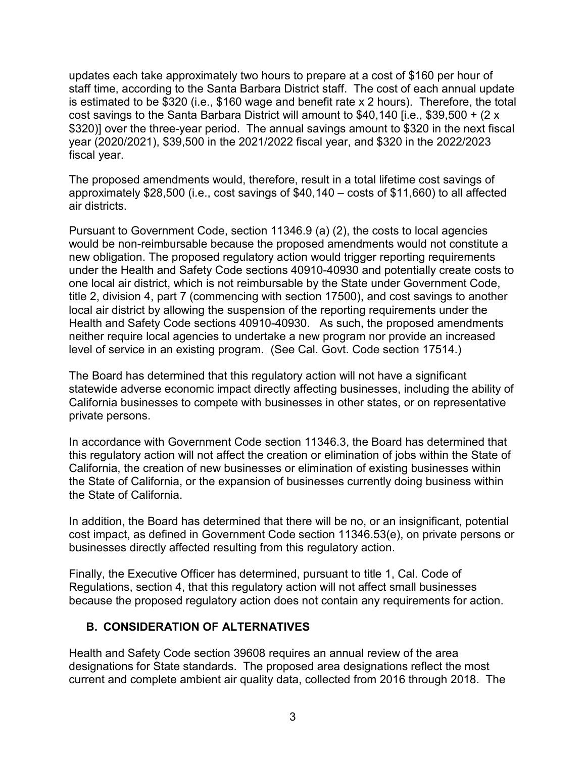updates each take approximately two hours to prepare at a cost of $160 per hour of staff time, according to the Santa Barbara District staff. The cost of each annual update is estimated to be $320 (i.e., $160 wage and benefit rate x 2 hours). Therefore, the total cost savings to the Santa Barbara District will amount to $40,140 [i.e., $39,500 + (2 x $320)] over the three-year period. The annual savings amount to $320 in the next fiscal year (2020/2021), $39,500 in the 2021/2022 fiscal year, and $320 in the 2022/2023 fiscal year.

The proposed amendments would, therefore, result in a total lifetime cost savings of approximately $28,500 (i.e., cost savings of $40,140 – costs of $11,660) to all affected air districts.

Pursuant to Government Code, section 11346.9 (a) (2), the costs to local agencies would be non-reimbursable because the proposed amendments would not constitute a new obligation. The proposed regulatory action would trigger reporting requirements under the Health and Safety Code sections 40910-40930 and potentially create costs to one local air district, which is not reimbursable by the State under Government Code, title 2, division 4, part 7 (commencing with section 17500), and cost savings to another local air district by allowing the suspension of the reporting requirements under the Health and Safety Code sections 40910-40930. As such, the proposed amendments neither require local agencies to undertake a new program nor provide an increased level of service in an existing program. (See Cal. Govt. Code section 17514.)

The Board has determined that this regulatory action will not have a significant statewide adverse economic impact directly affecting businesses, including the ability of California businesses to compete with businesses in other states, or on representative private persons.

In accordance with Government Code section 11346.3, the Board has determined that this regulatory action will not affect the creation or elimination of jobs within the State of California, the creation of new businesses or elimination of existing businesses within the State of California, or the expansion of businesses currently doing business within the State of California.

In addition, the Board has determined that there will be no, or an insignificant, potential cost impact, as defined in Government Code section 11346.53(e), on private persons or businesses directly affected resulting from this regulatory action.

Finally, the Executive Officer has determined, pursuant to title 1, Cal. Code of Regulations, section 4, that this regulatory action will not affect small businesses because the proposed regulatory action does not contain any requirements for action.

## B. CONSIDERATION OF ALTERNATIVES

Health and Safety Code section 39608 requires an annual review of the area designations for State standards. The proposed area designations reflect the most current and complete ambient air quality data, collected from 2016 through 2018. The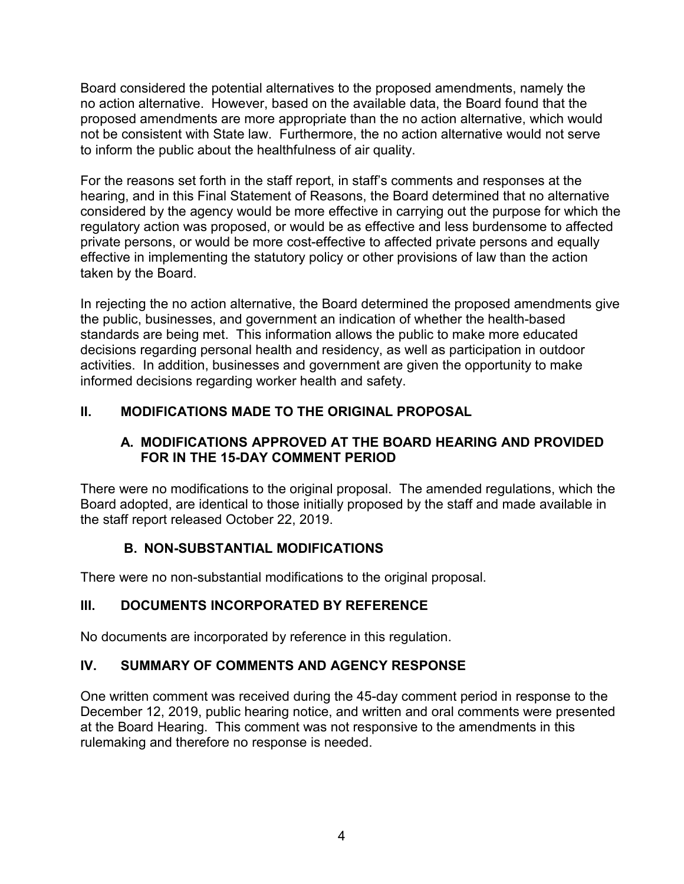Board considered the potential alternatives to the proposed amendments, namely the no action alternative. However, based on the available data, the Board found that the proposed amendments are more appropriate than the no action alternative, which would not be consistent with State law. Furthermore, the no action alternative would not serve to inform the public about the healthfulness of air quality.

For the reasons set forth in the staff report, in staff's comments and responses at the hearing, and in this Final Statement of Reasons, the Board determined that no alternative considered by the agency would be more effective in carrying out the purpose for which the regulatory action was proposed, or would be as effective and less burdensome to affected private persons, or would be more cost-effective to affected private persons and equally effective in implementing the statutory policy or other provisions of law than the action taken by the Board.

In rejecting the no action alternative, the Board determined the proposed amendments give the public, businesses, and government an indication of whether the health-based standards are being met. This information allows the public to make more educated decisions regarding personal health and residency, as well as participation in outdoor activities. In addition, businesses and government are given the opportunity to make informed decisions regarding worker health and safety.

## II. MODIFICATIONS MADE TO THE ORIGINAL PROPOSAL

### A. MODIFICATIONS APPROVED AT THE BOARD HEARING AND PROVIDED FOR IN THE 15-DAY COMMENT PERIOD

There were no modifications to the original proposal. The amended regulations, which the Board adopted, are identical to those initially proposed by the staff and made available in the staff report released October 22, 2019.

### B. NON-SUBSTANTIAL MODIFICATIONS

There were no non-substantial modifications to the original proposal.

## III. DOCUMENTS INCORPORATED BY REFERENCE

No documents are incorporated by reference in this regulation.

## IV. SUMMARY OF COMMENTS AND AGENCY RESPONSE

One written comment was received during the 45-day comment period in response to the December 12, 2019, public hearing notice, and written and oral comments were presented at the Board Hearing. This comment was not responsive to the amendments in this rulemaking and therefore no response is needed.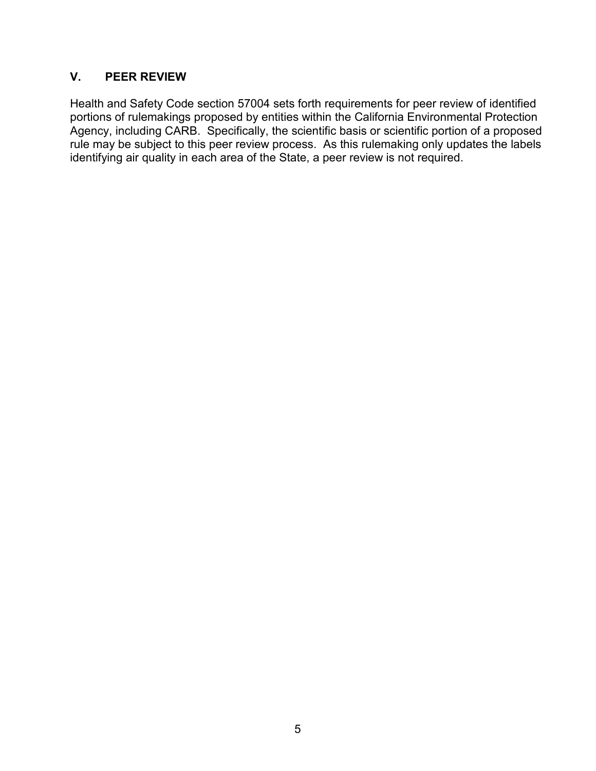## V. PEER REVIEW

Health and Safety Code section 57004 sets forth requirements for peer review of identified portions of rulemakings proposed by entities within the California Environmental Protection Agency, including CARB. Specifically, the scientific basis or scientific portion of a proposed rule may be subject to this peer review process. As this rulemaking only updates the labels identifying air quality in each area of the State, a peer review is not required.